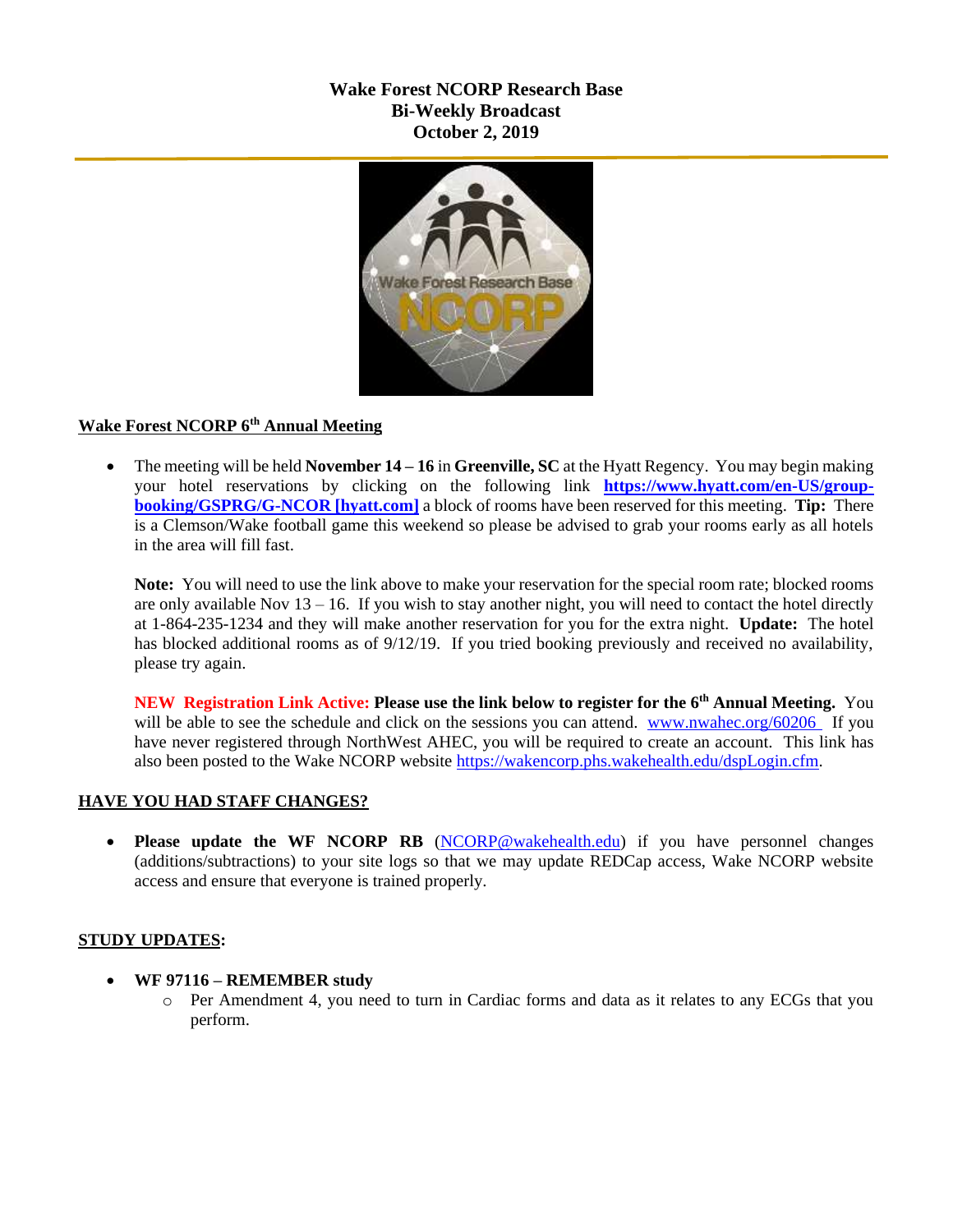**Wake Forest NCORP Research Base**
**Bi-Weekly Broadcast**
**October 2, 2019**

## Wake Forest NCORP 6th Annual Meeting

- The meeting will be held **November 14 – 16** in **Greenville, SC** at the Hyatt Regency. You may begin making your hotel reservations by clicking on the following link **https://www.hyatt.com/en-US/group-booking/GSPRG/G-NCOR [hyatt.com]** a block of rooms have been reserved for this meeting. **Tip:** There is a Clemson/Wake football game this weekend so please be advised to grab your rooms early as all hotels in the area will fill fast.

  **Note:** You will need to use the link above to make your reservation for the special room rate; blocked rooms are only available Nov 13 – 16. If you wish to stay another night, you will need to contact the hotel directly at 1-864-235-1234 and they will make another reservation for you for the extra night. **Update:** The hotel has blocked additional rooms as of 9/12/19. If you tried booking previously and received no availability, please try again.

  **NEW Registration Link Active:** **Please use the link below to register for the 6th Annual Meeting.** You will be able to see the schedule and click on the sessions you can attend. www.nwahec.org/60206 If you have never registered through NorthWest AHEC, you will be required to create an account. This link has also been posted to the Wake NCORP website https://wakencorp.phs.wakehealth.edu/dspLogin.cfm.

## HAVE YOU HAD STAFF CHANGES?

- **Please update the WF NCORP RB** (NCORP@wakehealth.edu) if you have personnel changes (additions/subtractions) to your site logs so that we may update REDCap access, Wake NCORP website access and ensure that everyone is trained properly.

## STUDY UPDATES:

- **WF 97116 – REMEMBER study**
  - Per Amendment 4, you need to turn in Cardiac forms and data as it relates to any ECGs that you perform.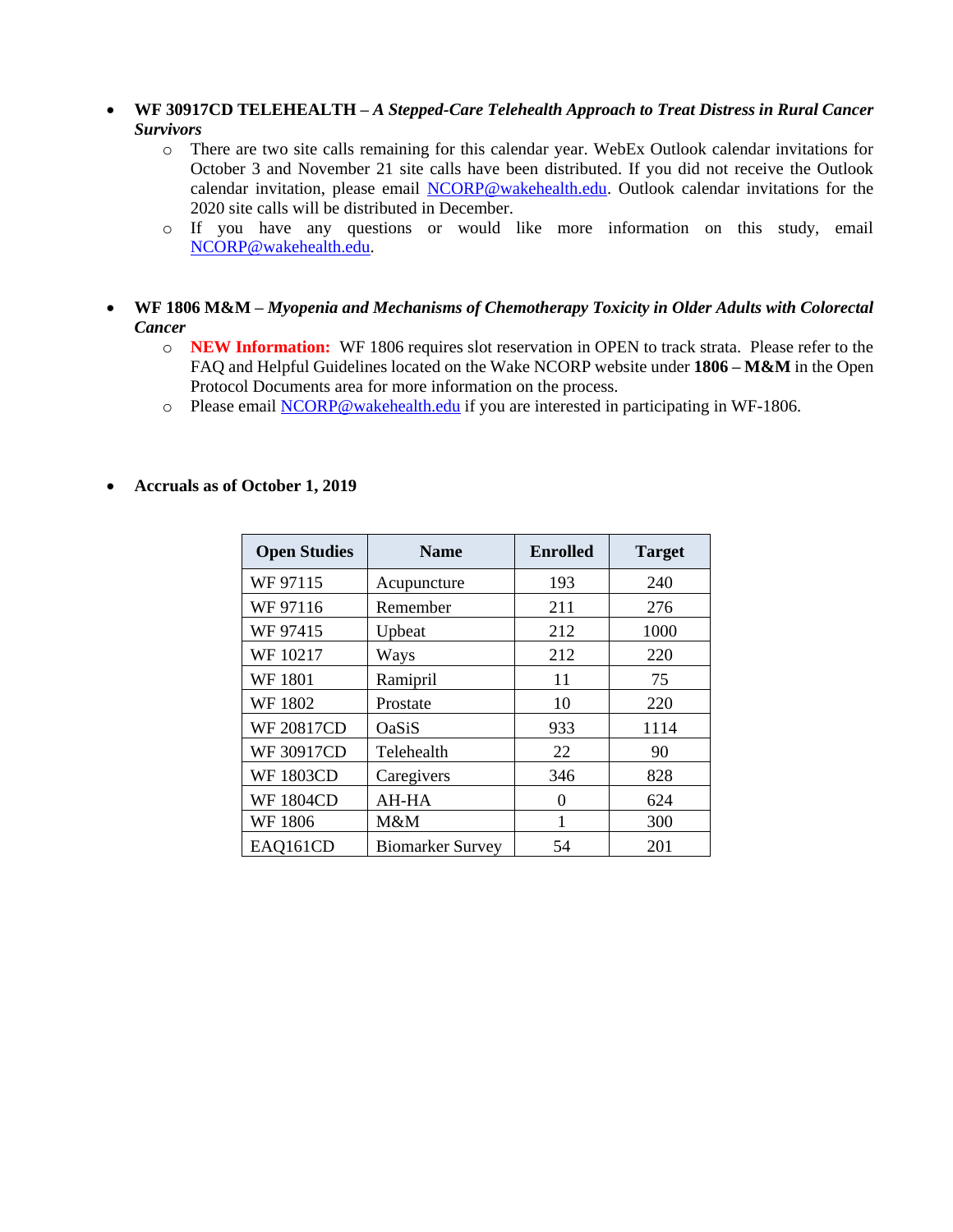- **WF 30917CD TELEHEALTH –** ***A Stepped-Care Telehealth Approach to Treat Distress in Rural Cancer Survivors***
  - There are two site calls remaining for this calendar year. WebEx Outlook calendar invitations for October 3 and November 21 site calls have been distributed. If you did not receive the Outlook calendar invitation, please email NCORP@wakehealth.edu. Outlook calendar invitations for the 2020 site calls will be distributed in December.
  - If you have any questions or would like more information on this study, email NCORP@wakehealth.edu.

- **WF 1806 M&M –** ***Myopenia and Mechanisms of Chemotherapy Toxicity in Older Adults with Colorectal Cancer***
  - **NEW Information:** WF 1806 requires slot reservation in OPEN to track strata. Please refer to the FAQ and Helpful Guidelines located on the Wake NCORP website under **1806 – M&M** in the Open Protocol Documents area for more information on the process.
  - Please email NCORP@wakehealth.edu if you are interested in participating in WF-1806.

- **Accruals as of October 1, 2019**

| Open Studies | Name | Enrolled | Target |
|---|---|---|---|
| WF 97115 | Acupuncture | 193 | 240 |
| WF 97116 | Remember | 211 | 276 |
| WF 97415 | Upbeat | 212 | 1000 |
| WF 10217 | Ways | 212 | 220 |
| WF 1801 | Ramipril | 11 | 75 |
| WF 1802 | Prostate | 10 | 220 |
| WF 20817CD | OaSiS | 933 | 1114 |
| WF 30917CD | Telehealth | 22 | 90 |
| WF 1803CD | Caregivers | 346 | 828 |
| WF 1804CD | AH-HA | 0 | 624 |
| WF 1806 | M&M | 1 | 300 |
| EAQ161CD | Biomarker Survey | 54 | 201 |